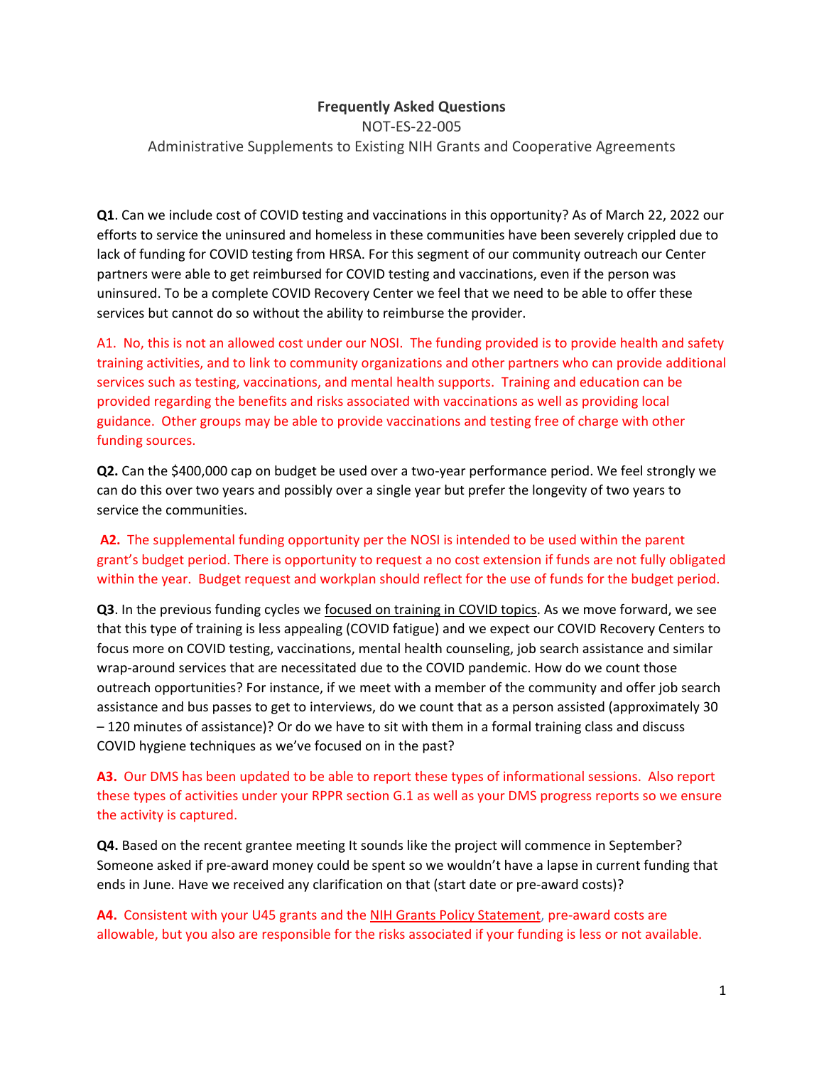# Frequently Asked Questions

NOT-ES-22-005

Administrative Supplements to Existing NIH Grants and Cooperative Agreements

**Q1**. Can we include cost of COVID testing and vaccinations in this opportunity? As of March 22, 2022 our efforts to service the uninsured and homeless in these communities have been severely crippled due to lack of funding for COVID testing from HRSA. For this segment of our community outreach our Center partners were able to get reimbursed for COVID testing and vaccinations, even if the person was uninsured. To be a complete COVID Recovery Center we feel that we need to be able to offer these services but cannot do so without the ability to reimburse the provider.

A1. No, this is not an allowed cost under our NOSI. The funding provided is to provide health and safety training activities, and to link to community organizations and other partners who can provide additional services such as testing, vaccinations, and mental health supports. Training and education can be provided regarding the benefits and risks associated with vaccinations as well as providing local guidance. Other groups may be able to provide vaccinations and testing free of charge with other funding sources.

**Q2.** Can the $400,000 cap on budget be used over a two-year performance period. We feel strongly we can do this over two years and possibly over a single year but prefer the longevity of two years to service the communities.

**A2.** The supplemental funding opportunity per the NOSI is intended to be used within the parent grant's budget period. There is opportunity to request a no cost extension if funds are not fully obligated within the year. Budget request and workplan should reflect for the use of funds for the budget period.

**Q3**. In the previous funding cycles we focused on training in COVID topics. As we move forward, we see that this type of training is less appealing (COVID fatigue) and we expect our COVID Recovery Centers to focus more on COVID testing, vaccinations, mental health counseling, job search assistance and similar wrap-around services that are necessitated due to the COVID pandemic. How do we count those outreach opportunities? For instance, if we meet with a member of the community and offer job search assistance and bus passes to get to interviews, do we count that as a person assisted (approximately 30 – 120 minutes of assistance)? Or do we have to sit with them in a formal training class and discuss COVID hygiene techniques as we've focused on in the past?

**A3.** Our DMS has been updated to be able to report these types of informational sessions. Also report these types of activities under your RPPR section G.1 as well as your DMS progress reports so we ensure the activity is captured.

**Q4.** Based on the recent grantee meeting It sounds like the project will commence in September? Someone asked if pre-award money could be spent so we wouldn't have a lapse in current funding that ends in June. Have we received any clarification on that (start date or pre-award costs)?

**A4.** Consistent with your U45 grants and the NIH Grants Policy Statement, pre-award costs are allowable, but you also are responsible for the risks associated if your funding is less or not available.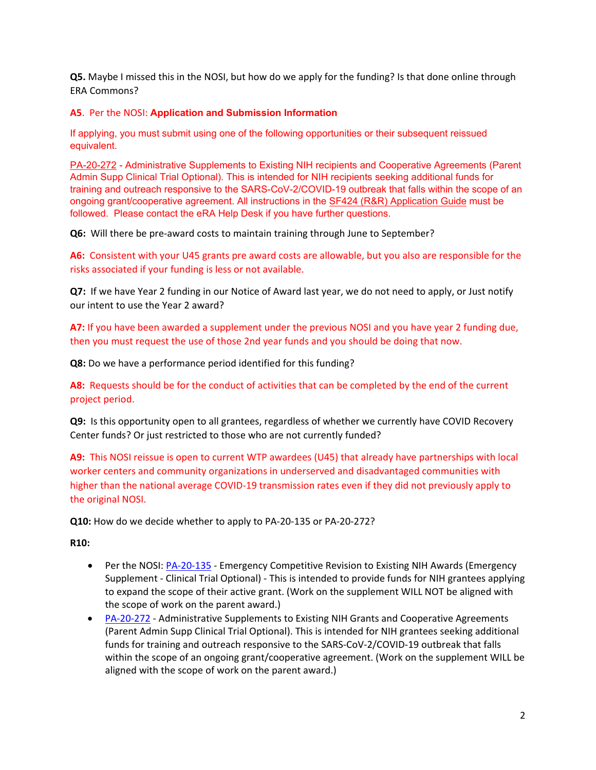**Q5.** Maybe I missed this in the NOSI, but how do we apply for the funding? Is that done online through ERA Commons?

**A5**. Per the NOSI: **Application and Submission Information**

If applying, you must submit using one of the following opportunities or their subsequent reissued equivalent.

PA-20-272 - Administrative Supplements to Existing NIH recipients and Cooperative Agreements (Parent Admin Supp Clinical Trial Optional). This is intended for NIH recipients seeking additional funds for training and outreach responsive to the SARS-CoV-2/COVID-19 outbreak that falls within the scope of an ongoing grant/cooperative agreement. All instructions in the SF424 (R&R) Application Guide must be followed. Please contact the eRA Help Desk if you have further questions.

**Q6:** Will there be pre-award costs to maintain training through June to September?

**A6:** Consistent with your U45 grants pre award costs are allowable, but you also are responsible for the risks associated if your funding is less or not available.

**Q7:** If we have Year 2 funding in our Notice of Award last year, we do not need to apply, or Just notify our intent to use the Year 2 award?

**A7:** If you have been awarded a supplement under the previous NOSI and you have year 2 funding due, then you must request the use of those 2nd year funds and you should be doing that now.

**Q8:** Do we have a performance period identified for this funding?

**A8:** Requests should be for the conduct of activities that can be completed by the end of the current project period.

**Q9:** Is this opportunity open to all grantees, regardless of whether we currently have COVID Recovery Center funds? Or just restricted to those who are not currently funded?

**A9:** This NOSI reissue is open to current WTP awardees (U45) that already have partnerships with local worker centers and community organizations in underserved and disadvantaged communities with higher than the national average COVID-19 transmission rates even if they did not previously apply to the original NOSI.

**Q10:** How do we decide whether to apply to PA-20-135 or PA-20-272?

**R10:**

- Per the NOSI: PA-20-135 - Emergency Competitive Revision to Existing NIH Awards (Emergency Supplement - Clinical Trial Optional) - This is intended to provide funds for NIH grantees applying to expand the scope of their active grant. (Work on the supplement WILL NOT be aligned with the scope of work on the parent award.)
- PA-20-272 - Administrative Supplements to Existing NIH Grants and Cooperative Agreements (Parent Admin Supp Clinical Trial Optional). This is intended for NIH grantees seeking additional funds for training and outreach responsive to the SARS-CoV-2/COVID-19 outbreak that falls within the scope of an ongoing grant/cooperative agreement. (Work on the supplement WILL be aligned with the scope of work on the parent award.)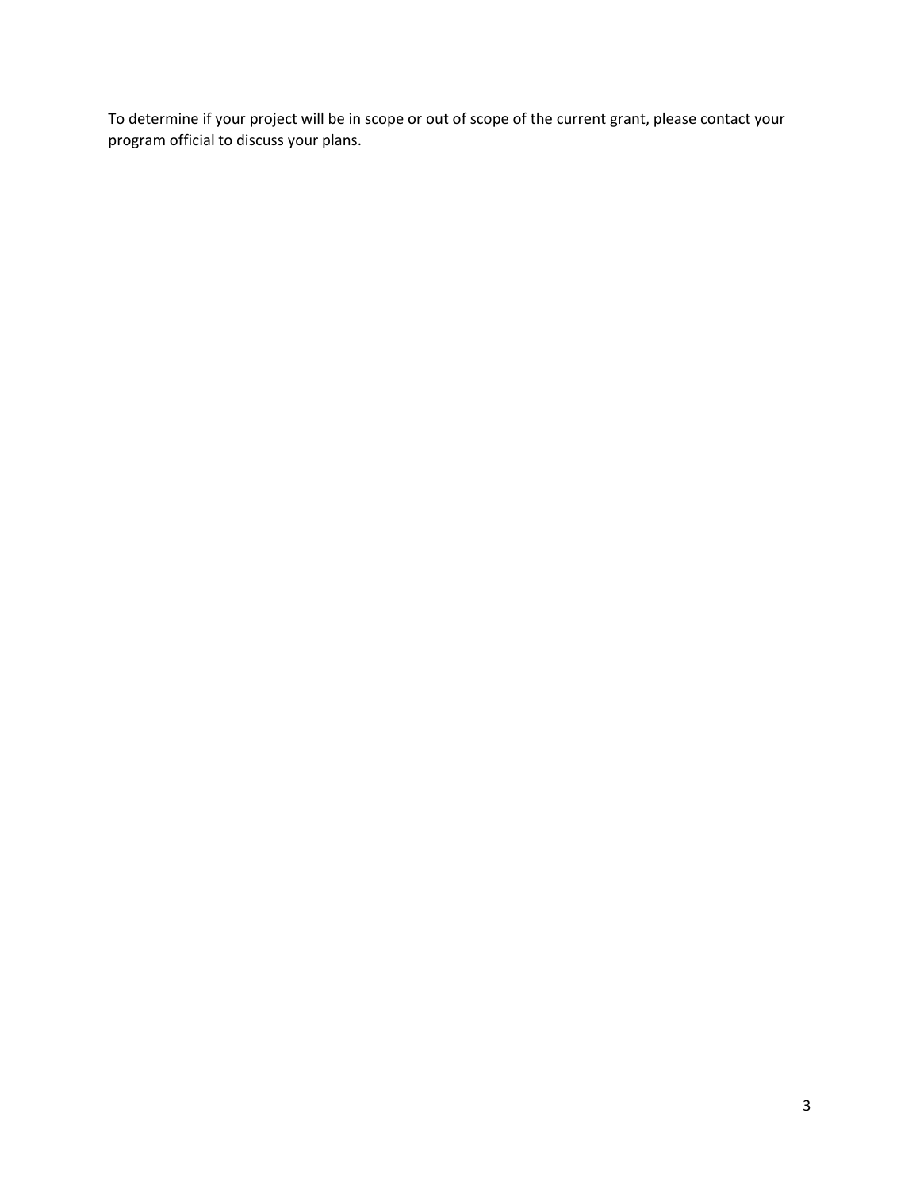To determine if your project will be in scope or out of scope of the current grant, please contact your program official to discuss your plans.